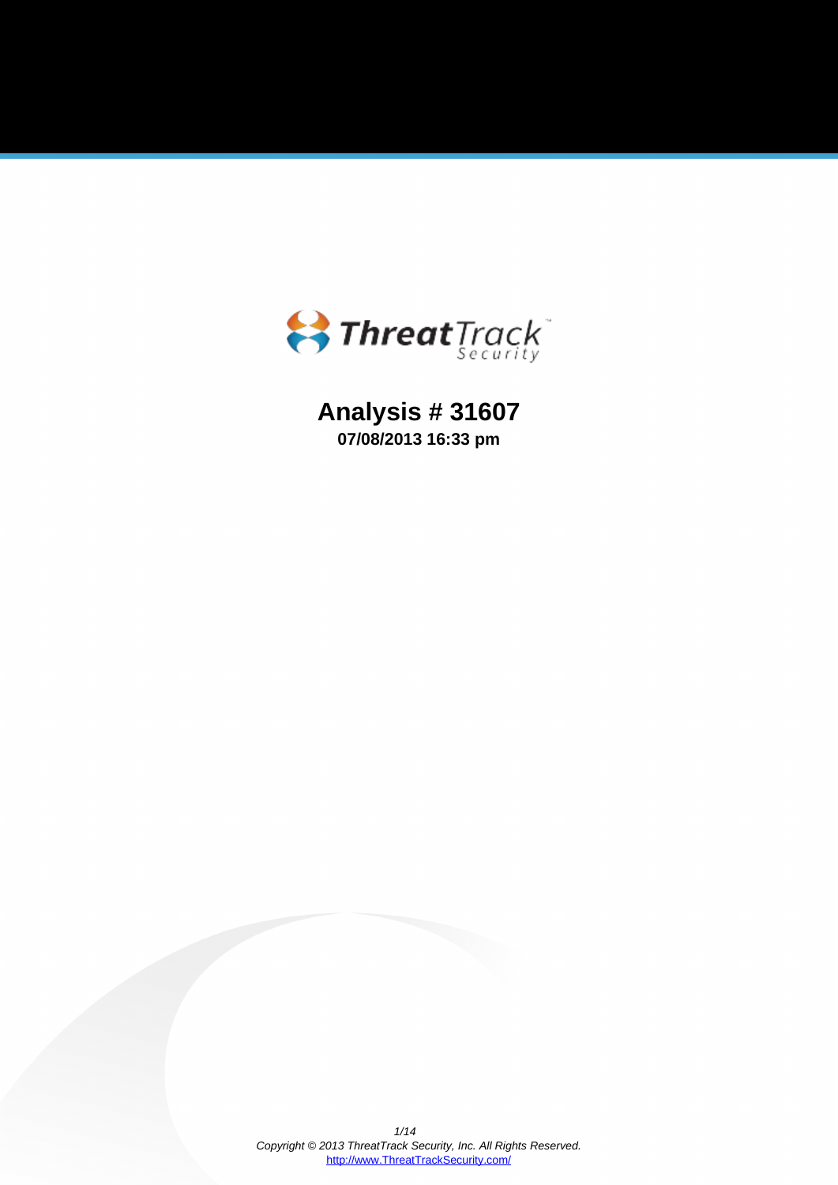ThreatTrack Security

# Analysis # 31607

**07/08/2013 16:33 pm**

*Copyright © 2013 ThreatTrack Security, Inc. All Rights Reserved.*
http://www.ThreatTrackSecurity.com/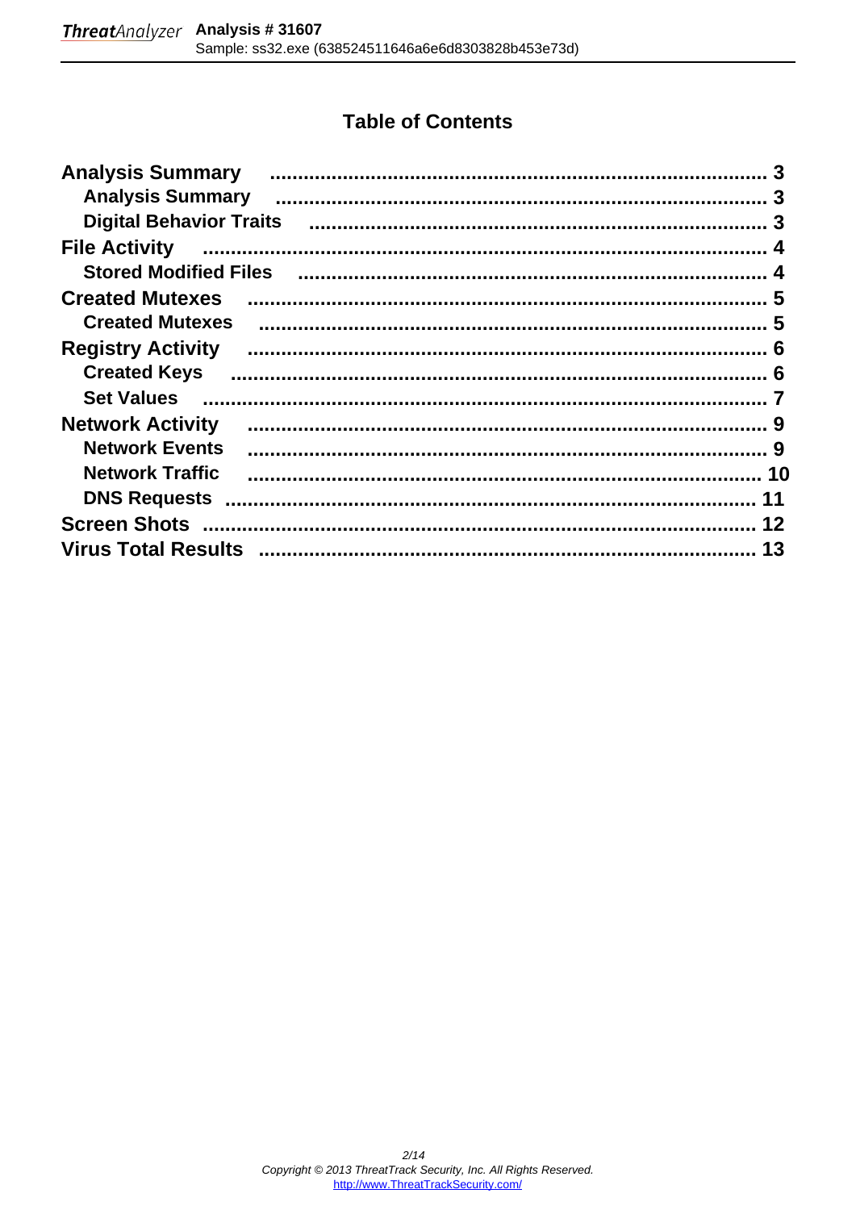# Table of Contents

- **Analysis Summary** ........ 3
  - **Analysis Summary** ........ 3
  - **Digital Behavior Traits** ........ 3
- **File Activity** ........ 4
  - **Stored Modified Files** ........ 4
- **Created Mutexes** ........ 5
  - **Created Mutexes** ........ 5
- **Registry Activity** ........ 6
  - **Created Keys** ........ 6
  - **Set Values** ........ 7
- **Network Activity** ........ 9
  - **Network Events** ........ 9
  - **Network Traffic** ........ 10
  - **DNS Requests** ........ 11
- **Screen Shots** ........ 12
- **Virus Total Results** ........ 13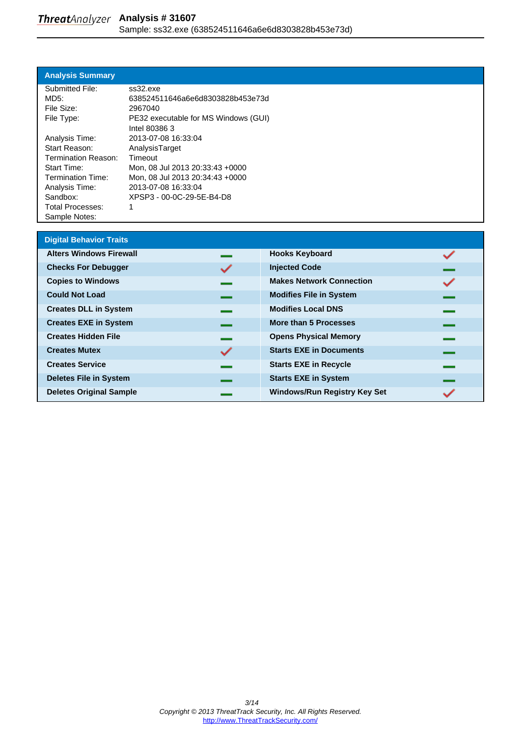**ThreatAnalyzer** **Analysis # 31607**
Sample: ss32.exe (638524511646a6e6d8303828b453e73d)

## Analysis Summary

| | |
|---|---|
| Submitted File: | ss32.exe |
| MD5: | 638524511646a6e6d8303828b453e73d |
| File Size: | 2967040 |
| File Type: | PE32 executable for MS Windows (GUI) Intel 80386 3 |
| Analysis Time: | 2013-07-08 16:33:04 |
| Start Reason: | AnalysisTarget |
| Termination Reason: | Timeout |
| Start Time: | Mon, 08 Jul 2013 20:33:43 +0000 |
| Termination Time: | Mon, 08 Jul 2013 20:34:43 +0000 |
| Analysis Time: | 2013-07-08 16:33:04 |
| Sandbox: | XPSP3 - 00-0C-29-5E-B4-D8 |
| Total Processes: | 1 |
| Sample Notes: | |

## Digital Behavior Traits

| Trait | Status | Trait | Status |
|---|---|---|---|
| **Alters Windows Firewall** | – | **Hooks Keyboard** | ✓ |
| **Checks For Debugger** | ✓ | **Injected Code** | – |
| **Copies to Windows** | – | **Makes Network Connection** | ✓ |
| **Could Not Load** | – | **Modifies File in System** | – |
| **Creates DLL in System** | – | **Modifies Local DNS** | – |
| **Creates EXE in System** | – | **More than 5 Processes** | – |
| **Creates Hidden File** | – | **Opens Physical Memory** | – |
| **Creates Mutex** | ✓ | **Starts EXE in Documents** | – |
| **Creates Service** | – | **Starts EXE in Recycle** | – |
| **Deletes File in System** | – | **Starts EXE in System** | – |
| **Deletes Original Sample** | – | **Windows/Run Registry Key Set** | ✓ |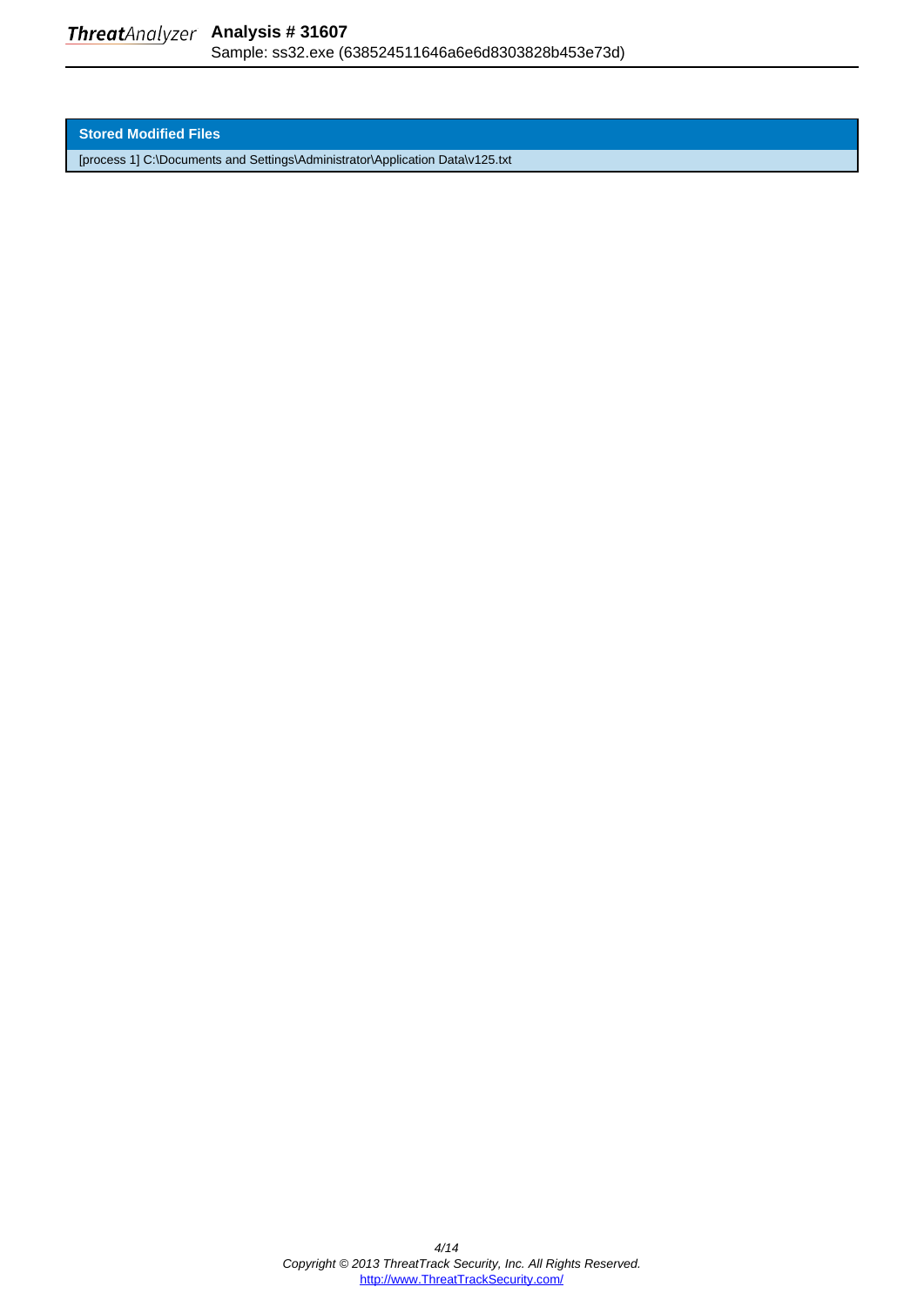| Stored Modified Files |
| --- |
| [process 1] C:\Documents and Settings\Administrator\Application Data\v125.txt |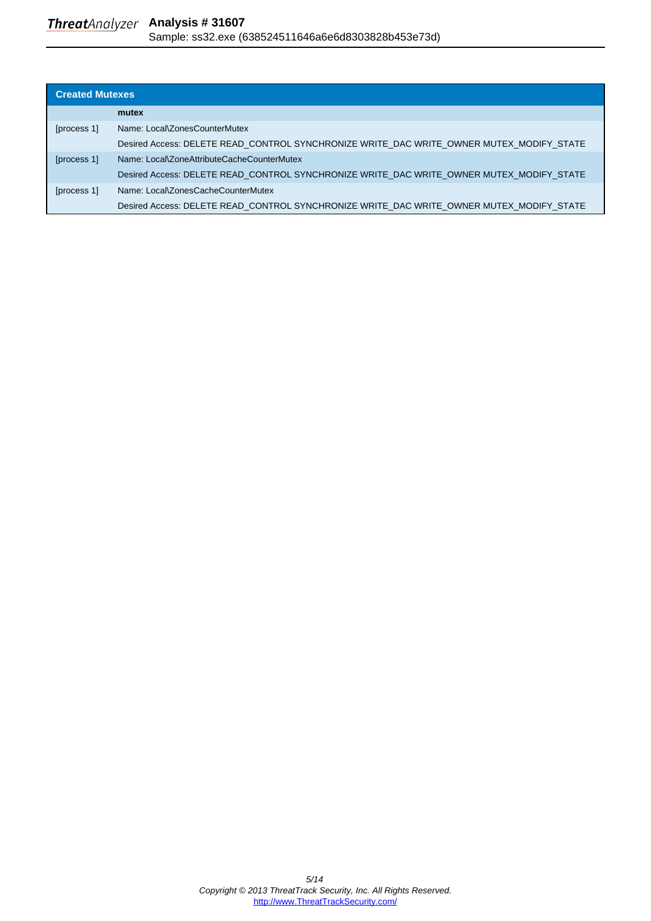## Created Mutexes

| | mutex |
|---|---|
| [process 1] | Name: Local\ZonesCounterMutex |
| | Desired Access: DELETE READ_CONTROL SYNCHRONIZE WRITE_DAC WRITE_OWNER MUTEX_MODIFY_STATE |
| [process 1] | Name: Local\ZoneAttributeCacheCounterMutex |
| | Desired Access: DELETE READ_CONTROL SYNCHRONIZE WRITE_DAC WRITE_OWNER MUTEX_MODIFY_STATE |
| [process 1] | Name: Local\ZonesCacheCounterMutex |
| | Desired Access: DELETE READ_CONTROL SYNCHRONIZE WRITE_DAC WRITE_OWNER MUTEX_MODIFY_STATE |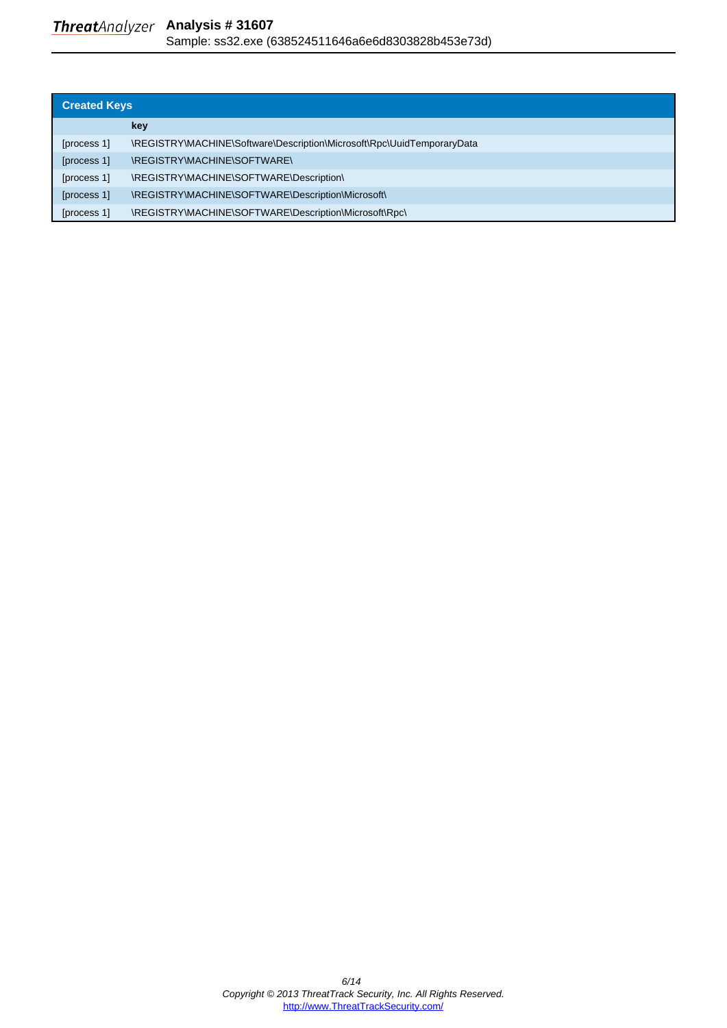| Created Keys | |
|---|---|
| | key |
| [process 1] | \REGISTRY\MACHINE\Software\Description\Microsoft\Rpc\UuidTemporaryData |
| [process 1] | \REGISTRY\MACHINE\SOFTWARE\ |
| [process 1] | \REGISTRY\MACHINE\SOFTWARE\Description\ |
| [process 1] | \REGISTRY\MACHINE\SOFTWARE\Description\Microsoft\ |
| [process 1] | \REGISTRY\MACHINE\SOFTWARE\Description\Microsoft\Rpc\ |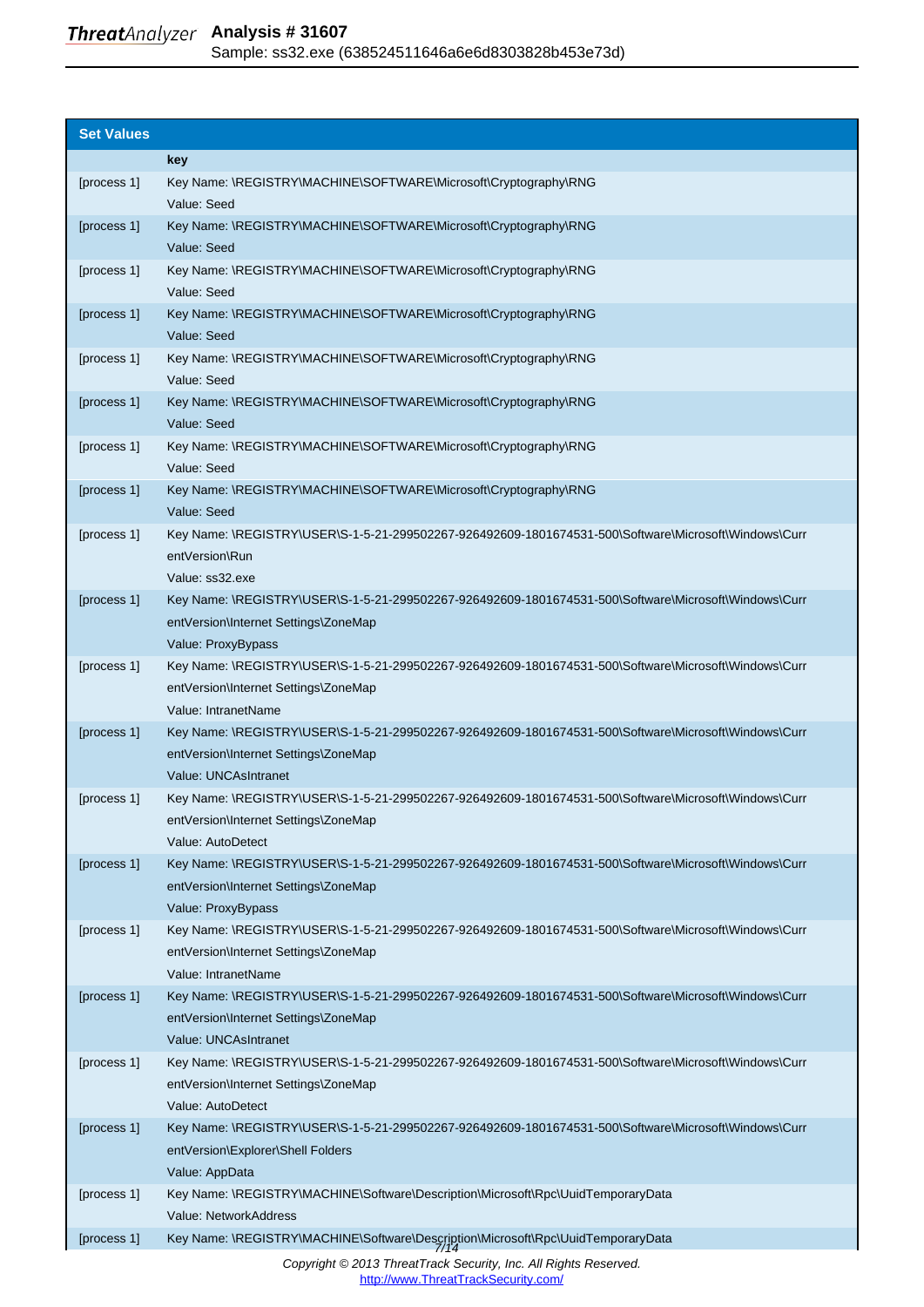| Set Values | |
|---|---|
| | **key** |
| [process 1] | Key Name: \REGISTRY\MACHINE\SOFTWARE\Microsoft\Cryptography\RNG<br>Value: Seed |
| [process 1] | Key Name: \REGISTRY\MACHINE\SOFTWARE\Microsoft\Cryptography\RNG<br>Value: Seed |
| [process 1] | Key Name: \REGISTRY\MACHINE\SOFTWARE\Microsoft\Cryptography\RNG<br>Value: Seed |
| [process 1] | Key Name: \REGISTRY\MACHINE\SOFTWARE\Microsoft\Cryptography\RNG<br>Value: Seed |
| [process 1] | Key Name: \REGISTRY\MACHINE\SOFTWARE\Microsoft\Cryptography\RNG<br>Value: Seed |
| [process 1] | Key Name: \REGISTRY\MACHINE\SOFTWARE\Microsoft\Cryptography\RNG<br>Value: Seed |
| [process 1] | Key Name: \REGISTRY\MACHINE\SOFTWARE\Microsoft\Cryptography\RNG<br>Value: Seed |
| [process 1] | Key Name: \REGISTRY\MACHINE\SOFTWARE\Microsoft\Cryptography\RNG<br>Value: Seed |
| [process 1] | Key Name: \REGISTRY\USER\S-1-5-21-299502267-926492609-1801674531-500\Software\Microsoft\Windows\CurrentVersion\Run<br>Value: ss32.exe |
| [process 1] | Key Name: \REGISTRY\USER\S-1-5-21-299502267-926492609-1801674531-500\Software\Microsoft\Windows\CurrentVersion\Internet Settings\ZoneMap<br>Value: ProxyBypass |
| [process 1] | Key Name: \REGISTRY\USER\S-1-5-21-299502267-926492609-1801674531-500\Software\Microsoft\Windows\CurrentVersion\Internet Settings\ZoneMap<br>Value: IntranetName |
| [process 1] | Key Name: \REGISTRY\USER\S-1-5-21-299502267-926492609-1801674531-500\Software\Microsoft\Windows\CurrentVersion\Internet Settings\ZoneMap<br>Value: UNCAsIntranet |
| [process 1] | Key Name: \REGISTRY\USER\S-1-5-21-299502267-926492609-1801674531-500\Software\Microsoft\Windows\CurrentVersion\Internet Settings\ZoneMap<br>Value: AutoDetect |
| [process 1] | Key Name: \REGISTRY\USER\S-1-5-21-299502267-926492609-1801674531-500\Software\Microsoft\Windows\CurrentVersion\Internet Settings\ZoneMap<br>Value: ProxyBypass |
| [process 1] | Key Name: \REGISTRY\USER\S-1-5-21-299502267-926492609-1801674531-500\Software\Microsoft\Windows\CurrentVersion\Internet Settings\ZoneMap<br>Value: IntranetName |
| [process 1] | Key Name: \REGISTRY\USER\S-1-5-21-299502267-926492609-1801674531-500\Software\Microsoft\Windows\CurrentVersion\Internet Settings\ZoneMap<br>Value: UNCAsIntranet |
| [process 1] | Key Name: \REGISTRY\USER\S-1-5-21-299502267-926492609-1801674531-500\Software\Microsoft\Windows\CurrentVersion\Internet Settings\ZoneMap<br>Value: AutoDetect |
| [process 1] | Key Name: \REGISTRY\USER\S-1-5-21-299502267-926492609-1801674531-500\Software\Microsoft\Windows\CurrentVersion\Explorer\Shell Folders<br>Value: AppData |
| [process 1] | Key Name: \REGISTRY\MACHINE\Software\Description\Microsoft\Rpc\UuidTemporaryData<br>Value: NetworkAddress |
| [process 1] | Key Name: \REGISTRY\MACHINE\Software\Description\Microsoft\Rpc\UuidTemporaryData |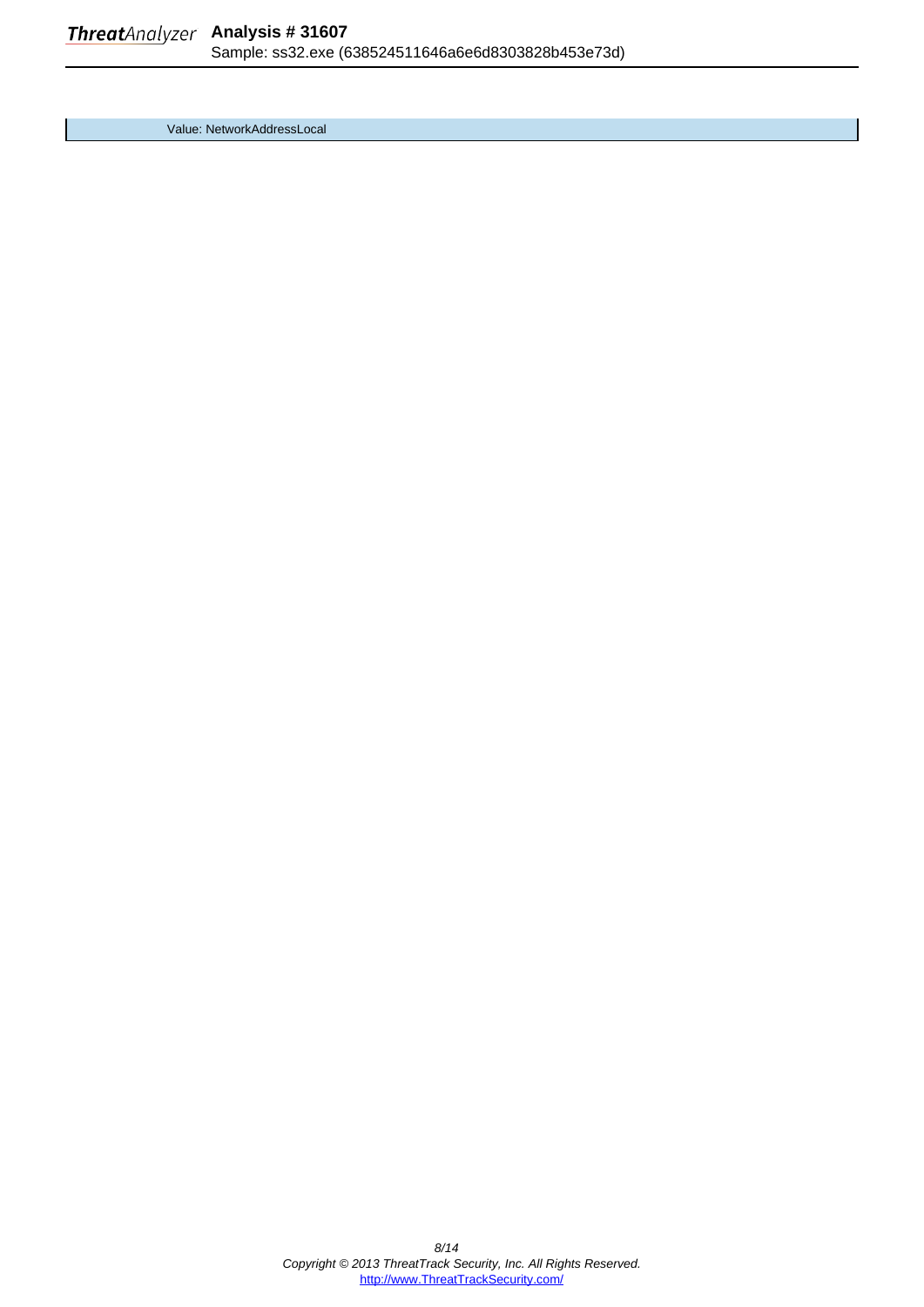Value: NetworkAddressLocal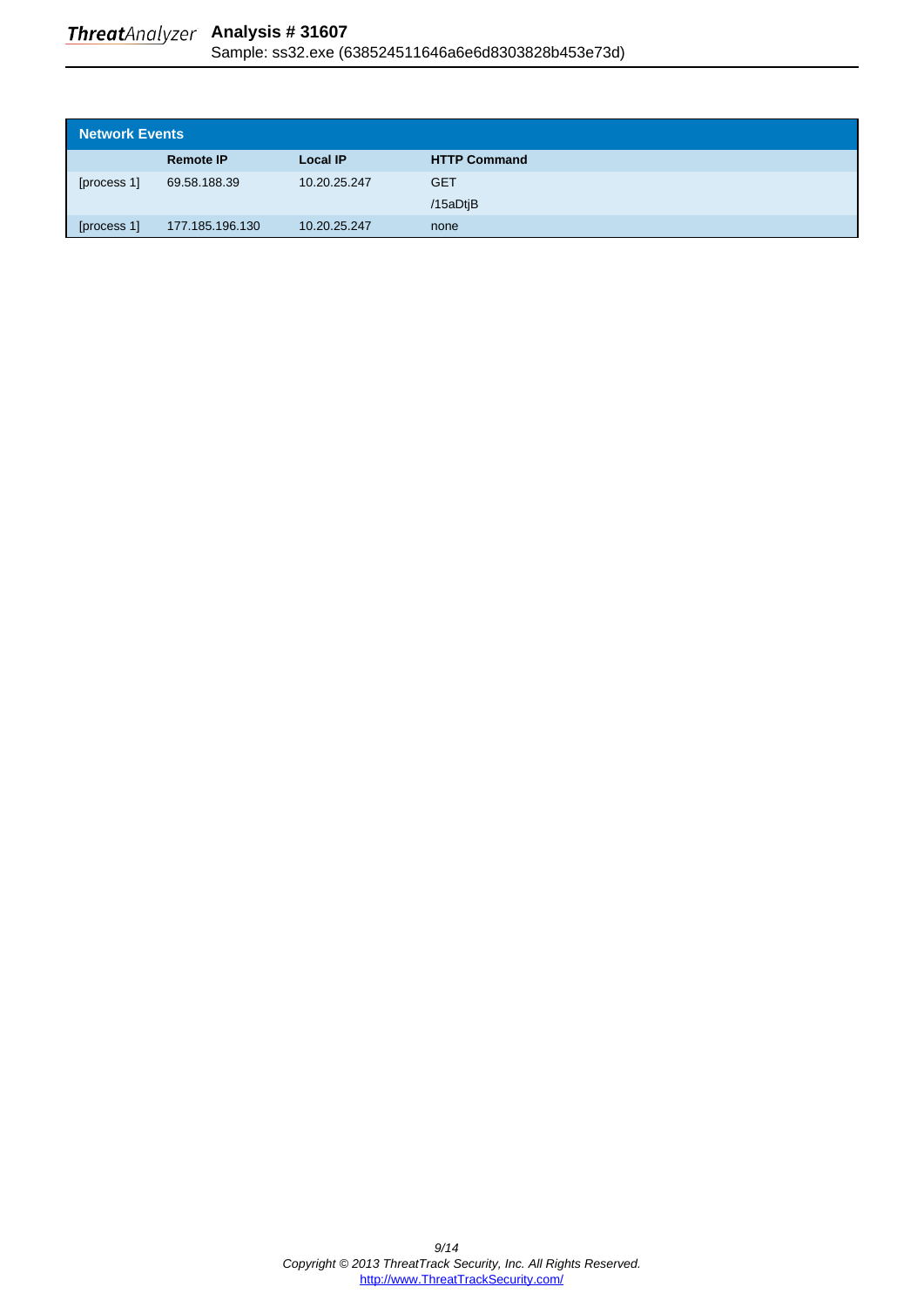## Network Events

| | Remote IP | Local IP | HTTP Command |
|---|---|---|---|
| [process 1] | 69.58.188.39 | 10.20.25.247 | GET<br>/15aDtjB |
| [process 1] | 177.185.196.130 | 10.20.25.247 | none |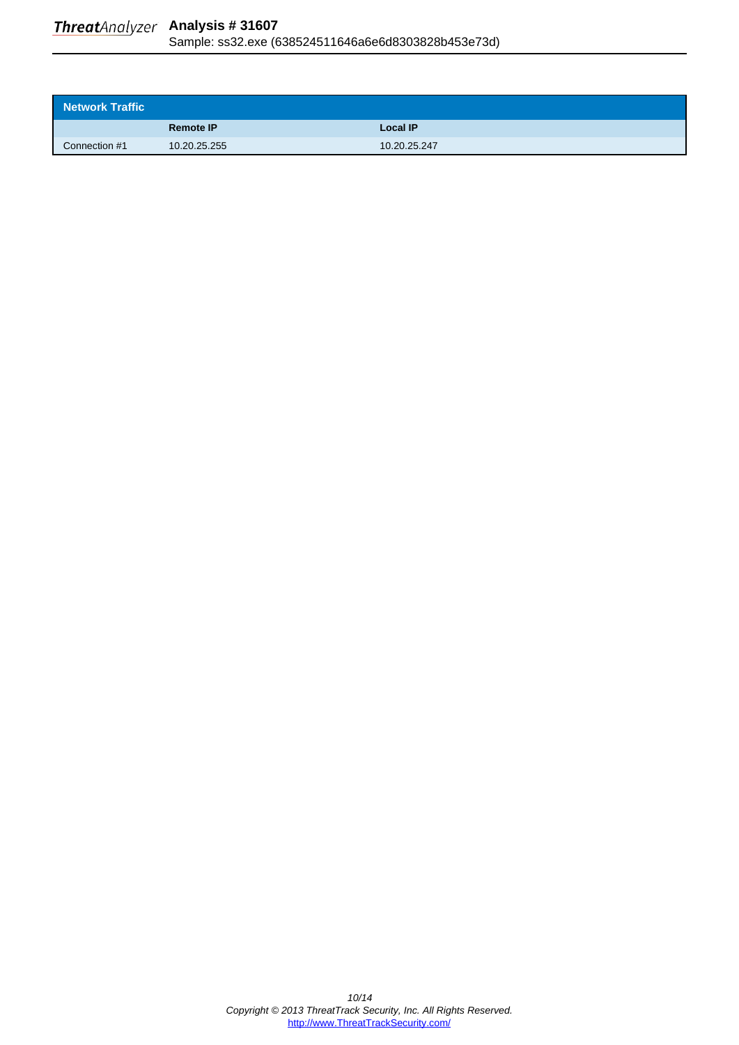| Network Traffic | | |
|---|---|---|
| | **Remote IP** | **Local IP** |
| Connection #1 | 10.20.25.255 | 10.20.25.247 |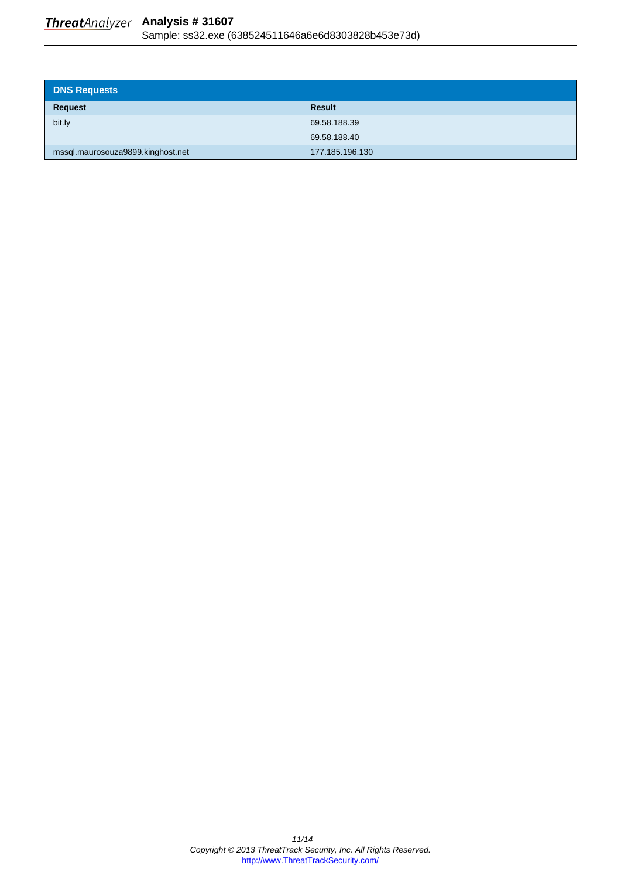## DNS Requests

| Request | Result |
| --- | --- |
| bit.ly | 69.58.188.39 |
| | 69.58.188.40 |
| mssql.maurosouza9899.kinghost.net | 177.185.196.130 |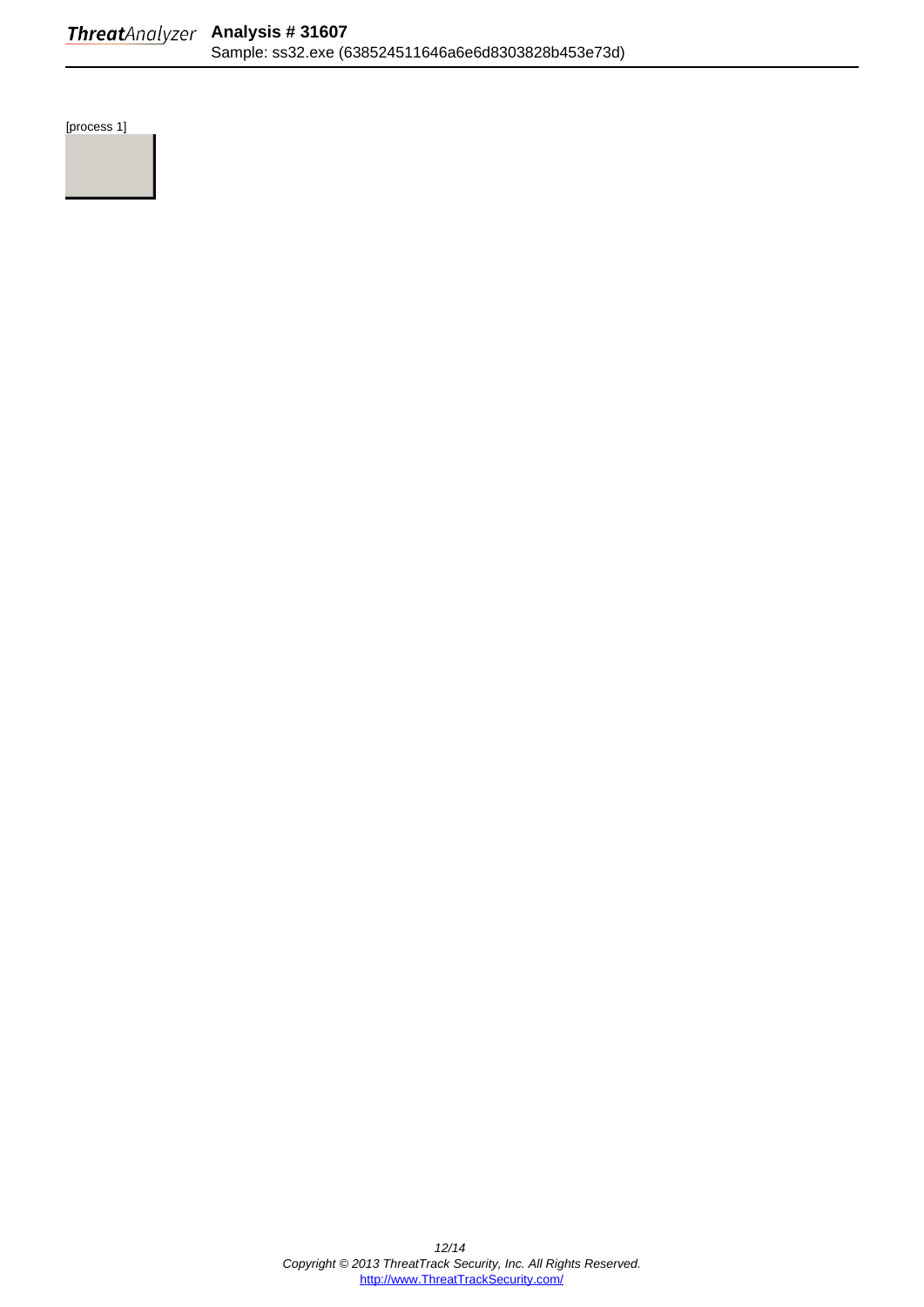[process 1]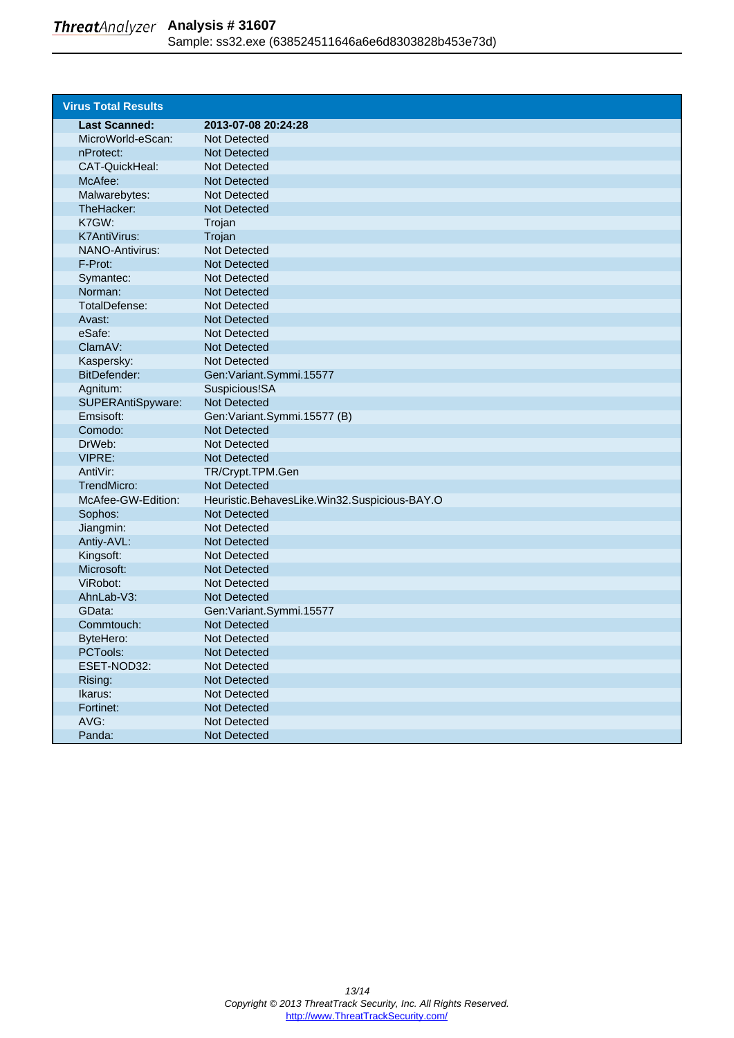## Virus Total Results

| Last Scanned: | 2013-07-08 20:24:28 |
| --- | --- |
| MicroWorld-eScan: | Not Detected |
| nProtect: | Not Detected |
| CAT-QuickHeal: | Not Detected |
| McAfee: | Not Detected |
| Malwarebytes: | Not Detected |
| TheHacker: | Not Detected |
| K7GW: | Trojan |
| K7AntiVirus: | Trojan |
| NANO-Antivirus: | Not Detected |
| F-Prot: | Not Detected |
| Symantec: | Not Detected |
| Norman: | Not Detected |
| TotalDefense: | Not Detected |
| Avast: | Not Detected |
| eSafe: | Not Detected |
| ClamAV: | Not Detected |
| Kaspersky: | Not Detected |
| BitDefender: | Gen:Variant.Symmi.15577 |
| Agnitum: | Suspicious!SA |
| SUPERAntiSpyware: | Not Detected |
| Emsisoft: | Gen:Variant.Symmi.15577 (B) |
| Comodo: | Not Detected |
| DrWeb: | Not Detected |
| VIPRE: | Not Detected |
| AntiVir: | TR/Crypt.TPM.Gen |
| TrendMicro: | Not Detected |
| McAfee-GW-Edition: | Heuristic.BehavesLike.Win32.Suspicious-BAY.O |
| Sophos: | Not Detected |
| Jiangmin: | Not Detected |
| Antiy-AVL: | Not Detected |
| Kingsoft: | Not Detected |
| Microsoft: | Not Detected |
| ViRobot: | Not Detected |
| AhnLab-V3: | Not Detected |
| GData: | Gen:Variant.Symmi.15577 |
| Commtouch: | Not Detected |
| ByteHero: | Not Detected |
| PCTools: | Not Detected |
| ESET-NOD32: | Not Detected |
| Rising: | Not Detected |
| Ikarus: | Not Detected |
| Fortinet: | Not Detected |
| AVG: | Not Detected |
| Panda: | Not Detected |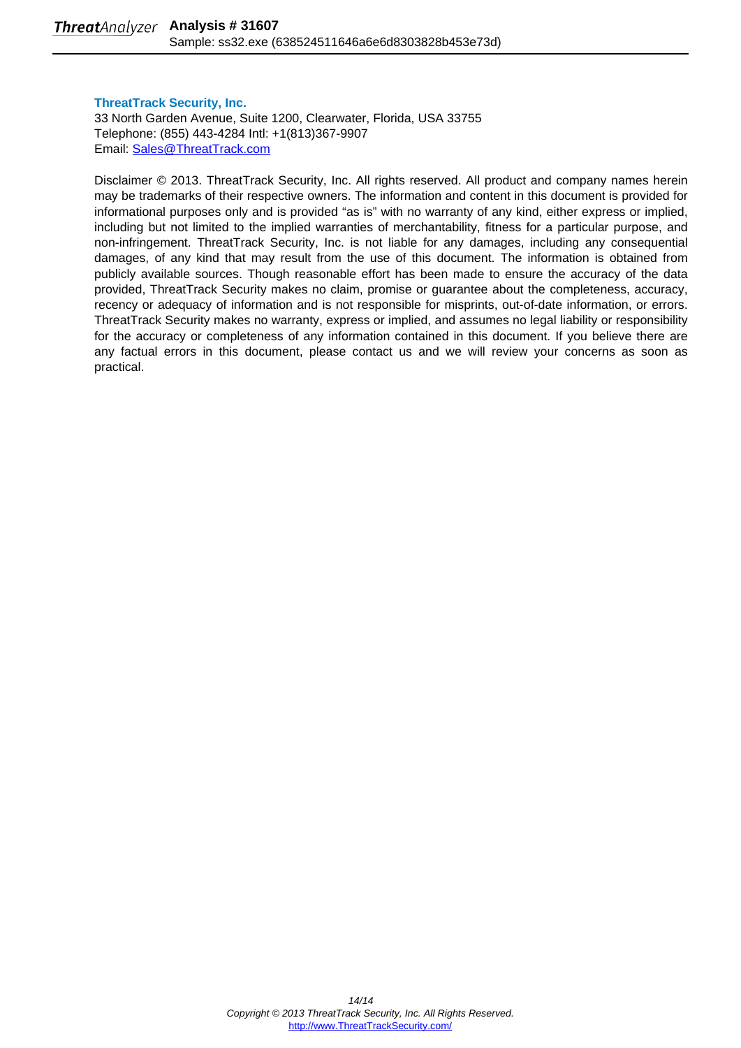**ThreatTrack Security, Inc.**
33 North Garden Avenue, Suite 1200, Clearwater, Florida, USA 33755
Telephone: (855) 443-4284 Intl: +1(813)367-9907
Email: Sales@ThreatTrack.com

Disclaimer © 2013. ThreatTrack Security, Inc. All rights reserved. All product and company names herein may be trademarks of their respective owners. The information and content in this document is provided for informational purposes only and is provided "as is" with no warranty of any kind, either express or implied, including but not limited to the implied warranties of merchantability, fitness for a particular purpose, and non-infringement. ThreatTrack Security, Inc. is not liable for any damages, including any consequential damages, of any kind that may result from the use of this document. The information is obtained from publicly available sources. Though reasonable effort has been made to ensure the accuracy of the data provided, ThreatTrack Security makes no claim, promise or guarantee about the completeness, accuracy, recency or adequacy of information and is not responsible for misprints, out-of-date information, or errors. ThreatTrack Security makes no warranty, express or implied, and assumes no legal liability or responsibility for the accuracy or completeness of any information contained in this document. If you believe there are any factual errors in this document, please contact us and we will review your concerns as soon as practical.